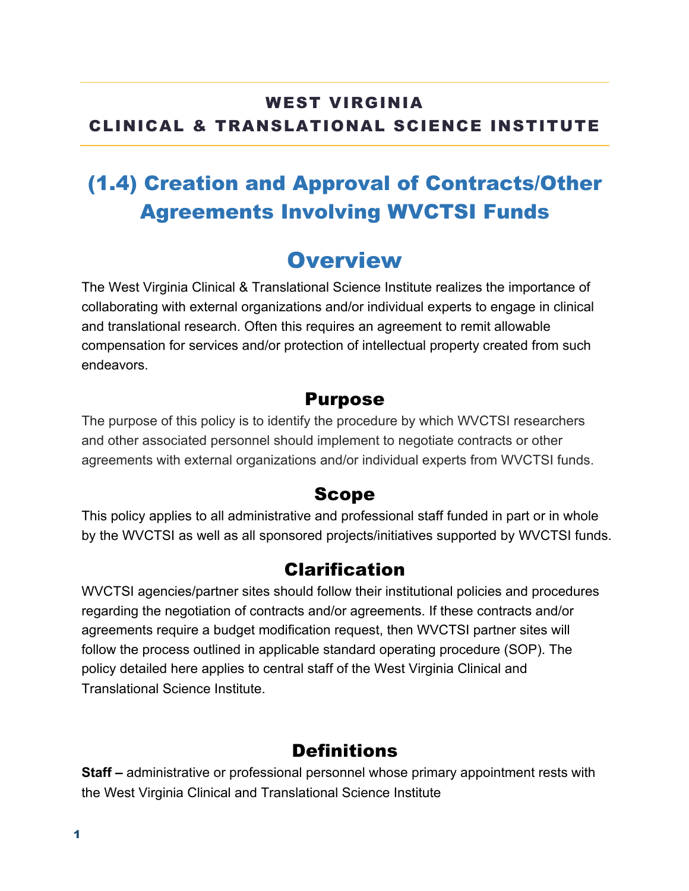**WEST VIRGINIA**
**CLINICAL & TRANSLATIONAL SCIENCE INSTITUTE**

# (1.4) Creation and Approval of Contracts/Other Agreements Involving WVCTSI Funds

## Overview

The West Virginia Clinical & Translational Science Institute realizes the importance of collaborating with external organizations and/or individual experts to engage in clinical and translational research. Often this requires an agreement to remit allowable compensation for services and/or protection of intellectual property created from such endeavors.

### Purpose

The purpose of this policy is to identify the procedure by which WVCTSI researchers and other associated personnel should implement to negotiate contracts or other agreements with external organizations and/or individual experts from WVCTSI funds.

### Scope

This policy applies to all administrative and professional staff funded in part or in whole by the WVCTSI as well as all sponsored projects/initiatives supported by WVCTSI funds.

### Clarification

WVCTSI agencies/partner sites should follow their institutional policies and procedures regarding the negotiation of contracts and/or agreements. If these contracts and/or agreements require a budget modification request, then WVCTSI partner sites will follow the process outlined in applicable standard operating procedure (SOP). The policy detailed here applies to central staff of the West Virginia Clinical and Translational Science Institute.

### Definitions

**Staff –** administrative or professional personnel whose primary appointment rests with the West Virginia Clinical and Translational Science Institute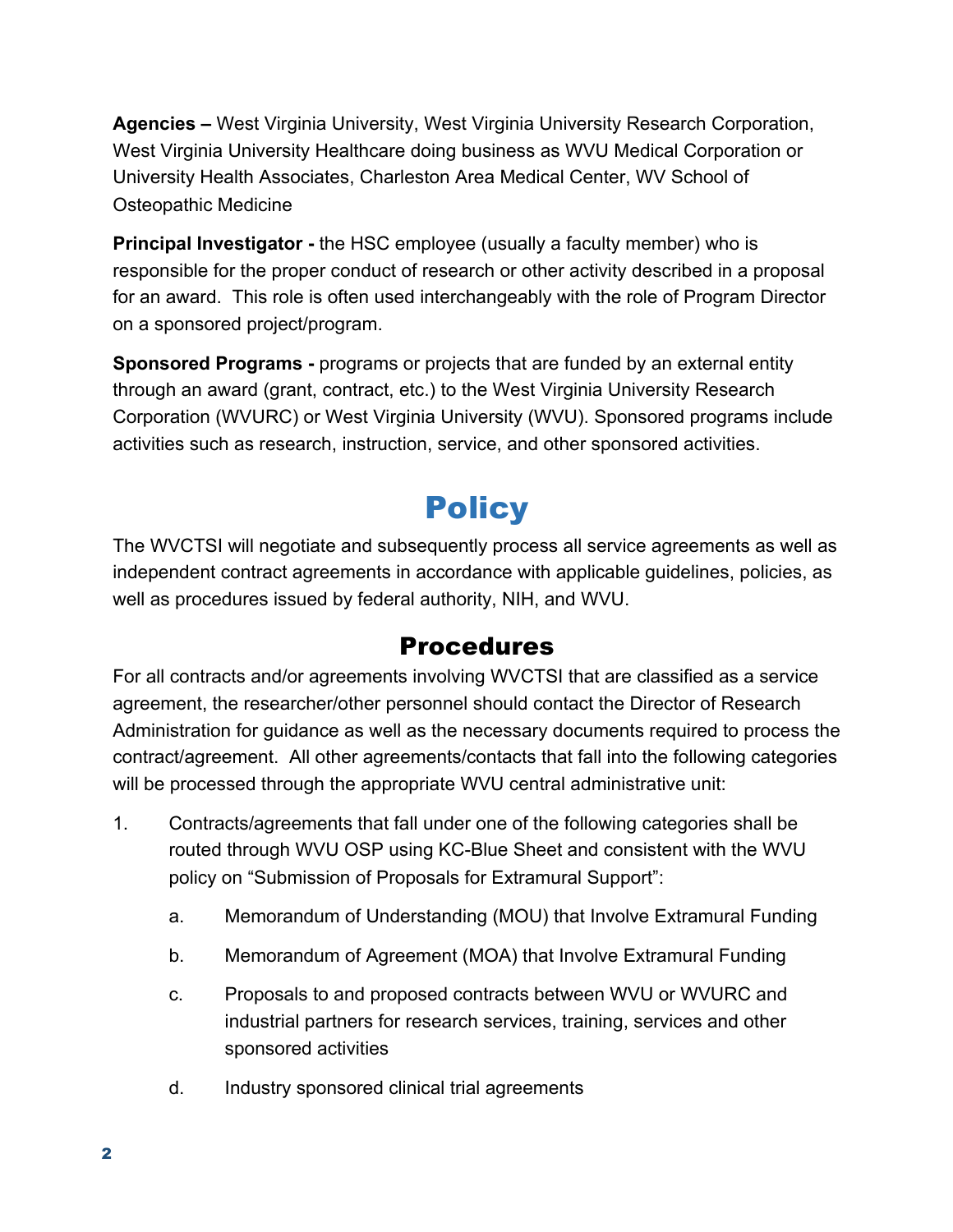**Agencies –** West Virginia University, West Virginia University Research Corporation, West Virginia University Healthcare doing business as WVU Medical Corporation or University Health Associates, Charleston Area Medical Center, WV School of Osteopathic Medicine

**Principal Investigator -** the HSC employee (usually a faculty member) who is responsible for the proper conduct of research or other activity described in a proposal for an award. This role is often used interchangeably with the role of Program Director on a sponsored project/program.

**Sponsored Programs -** programs or projects that are funded by an external entity through an award (grant, contract, etc.) to the West Virginia University Research Corporation (WVURC) or West Virginia University (WVU). Sponsored programs include activities such as research, instruction, service, and other sponsored activities.

# Policy

The WVCTSI will negotiate and subsequently process all service agreements as well as independent contract agreements in accordance with applicable guidelines, policies, as well as procedures issued by federal authority, NIH, and WVU.

## Procedures

For all contracts and/or agreements involving WVCTSI that are classified as a service agreement, the researcher/other personnel should contact the Director of Research Administration for guidance as well as the necessary documents required to process the contract/agreement. All other agreements/contacts that fall into the following categories will be processed through the appropriate WVU central administrative unit:

1. Contracts/agreements that fall under one of the following categories shall be routed through WVU OSP using KC-Blue Sheet and consistent with the WVU policy on "Submission of Proposals for Extramural Support":
   a. Memorandum of Understanding (MOU) that Involve Extramural Funding
   b. Memorandum of Agreement (MOA) that Involve Extramural Funding
   c. Proposals to and proposed contracts between WVU or WVURC and industrial partners for research services, training, services and other sponsored activities
   d. Industry sponsored clinical trial agreements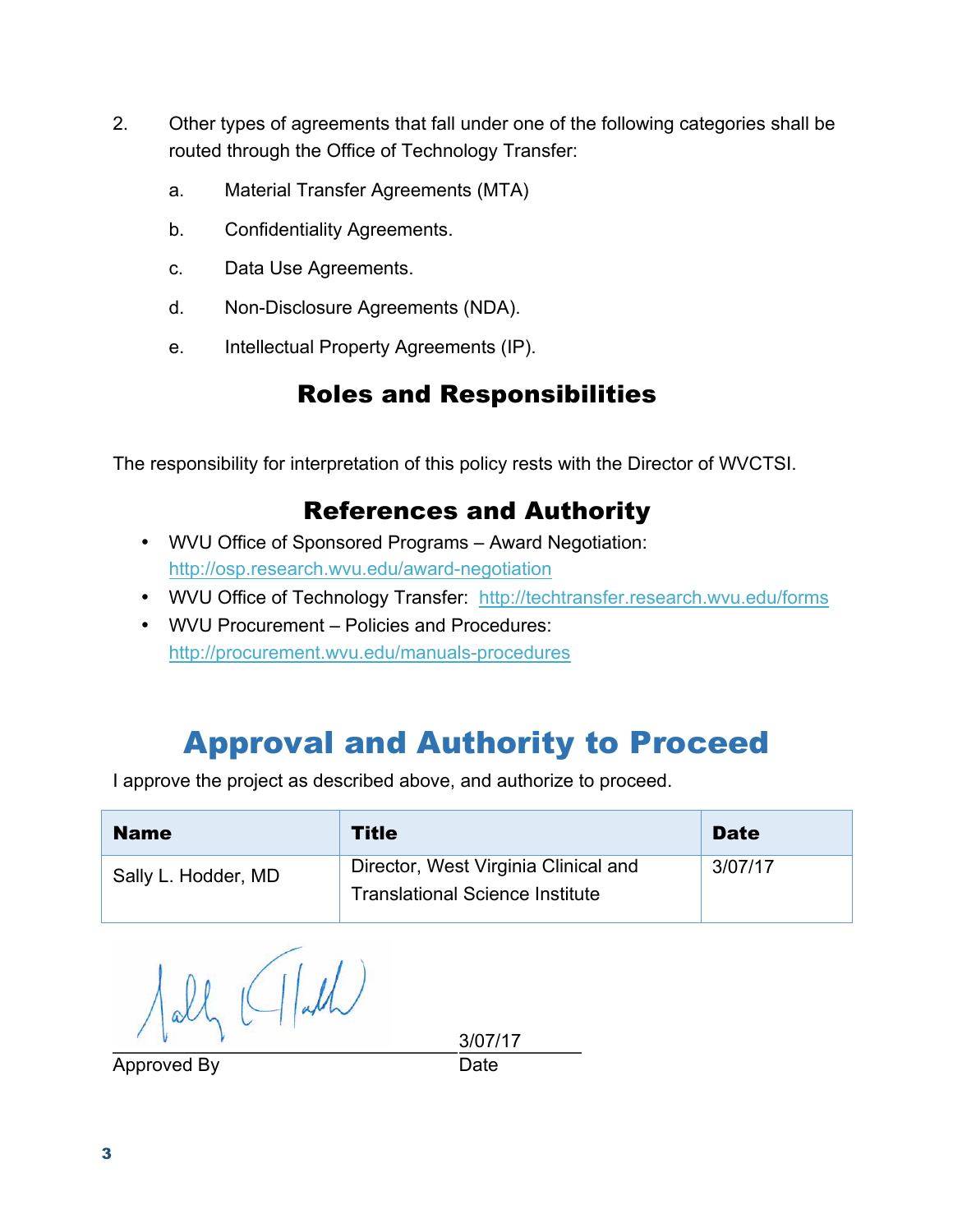2. Other types of agreements that fall under one of the following categories shall be routed through the Office of Technology Transfer:

    a. Material Transfer Agreements (MTA)

    b. Confidentiality Agreements.

    c. Data Use Agreements.

    d. Non-Disclosure Agreements (NDA).

    e. Intellectual Property Agreements (IP).

## Roles and Responsibilities

The responsibility for interpretation of this policy rests with the Director of WVCTSI.

## References and Authority

- WVU Office of Sponsored Programs – Award Negotiation: http://osp.research.wvu.edu/award-negotiation
- WVU Office of Technology Transfer: http://techtransfer.research.wvu.edu/forms
- WVU Procurement – Policies and Procedures: http://procurement.wvu.edu/manuals-procedures

# Approval and Authority to Proceed

I approve the project as described above, and authorize to proceed.

| Name | Title | Date |
|---|---|---|
| Sally L. Hodder, MD | Director, West Virginia Clinical and Translational Science Institute | 3/07/17 |

Approved By: [signature]

Date: 3/07/17